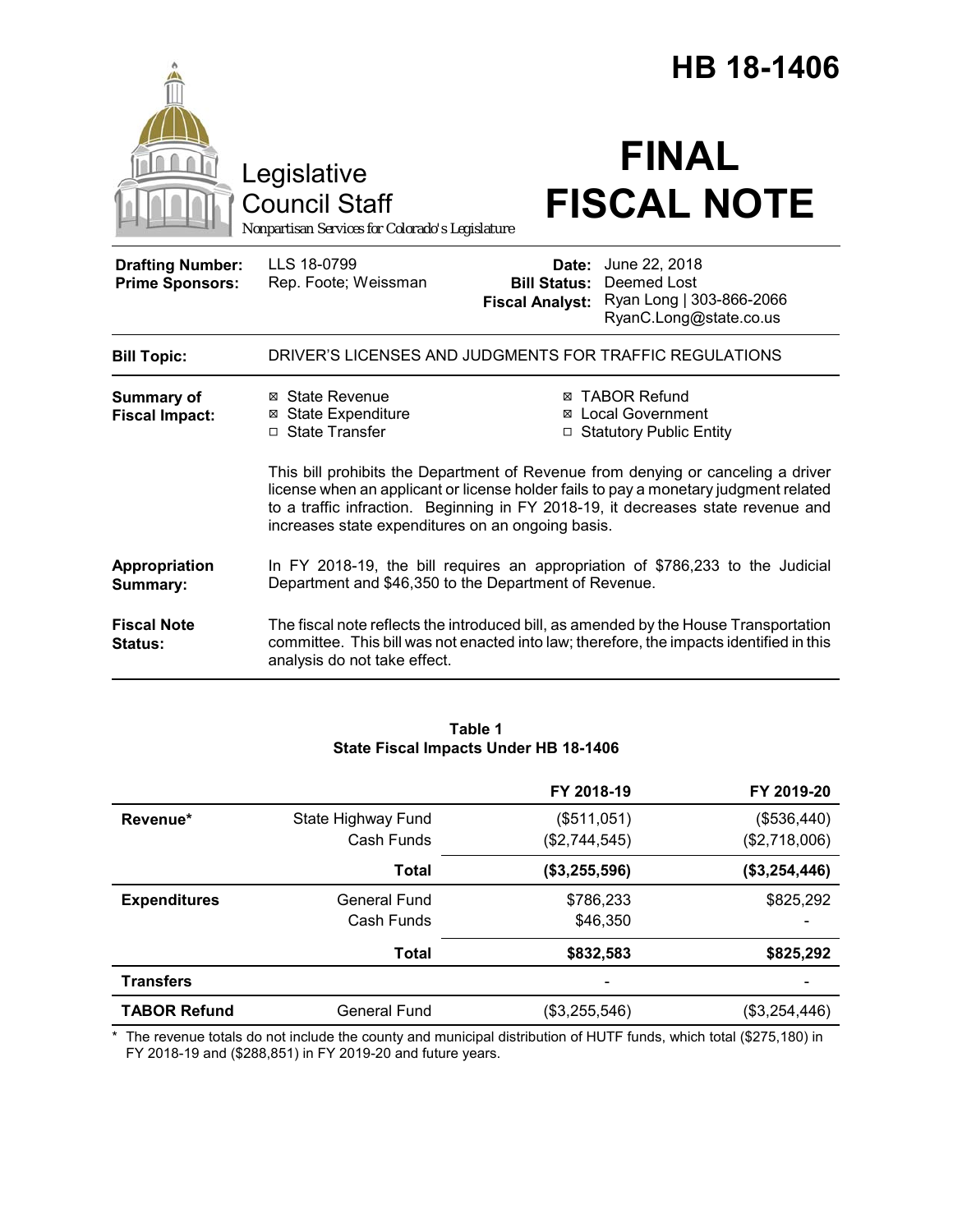# HB 18-1406

Legislative Council Staff
*Nonpartisan Services for Colorado's Legislature*

# FINAL FISCAL NOTE

| | | | |
|---|---|---|---|
| **Drafting Number:** | LLS 18-0799 | **Date:** | June 22, 2018 |
| **Prime Sponsors:** | Rep. Foote; Weissman | **Bill Status:** | Deemed Lost |
| | | **Fiscal Analyst:** | Ryan Long \| 303-866-2066 RyanC.Long@state.co.us |

**Bill Topic:** DRIVER'S LICENSES AND JUDGMENTS FOR TRAFFIC REGULATIONS

**Summary of Fiscal Impact:**

- ☒ State Revenue
- ☒ State Expenditure
- ☐ State Transfer
- ☒ TABOR Refund
- ☒ Local Government
- ☐ Statutory Public Entity

This bill prohibits the Department of Revenue from denying or canceling a driver license when an applicant or license holder fails to pay a monetary judgment related to a traffic infraction. Beginning in FY 2018-19, it decreases state revenue and increases state expenditures on an ongoing basis.

**Appropriation Summary:** In FY 2018-19, the bill requires an appropriation of $786,233 to the Judicial Department and $46,350 to the Department of Revenue.

**Fiscal Note Status:** The fiscal note reflects the introduced bill, as amended by the House Transportation committee. This bill was not enacted into law; therefore, the impacts identified in this analysis do not take effect.

**Table 1**
**State Fiscal Impacts Under HB 18-1406**

| | | FY 2018-19 | FY 2019-20 |
|---|---|---|---|
| **Revenue*** | State Highway Fund | ($511,051) | ($536,440) |
| | Cash Funds | ($2,744,545) | ($2,718,006) |
| | **Total** | **($3,255,596)** | **($3,254,446)** |
| **Expenditures** | General Fund | $786,233 | $825,292 |
| | Cash Funds | $46,350 | - |
| | **Total** | **$832,583** | **$825,292** |
| **Transfers** | | - | - |
| **TABOR Refund** | General Fund | ($3,255,546) | ($3,254,446) |

\* The revenue totals do not include the county and municipal distribution of HUTF funds, which total ($275,180) in FY 2018-19 and ($288,851) in FY 2019-20 and future years.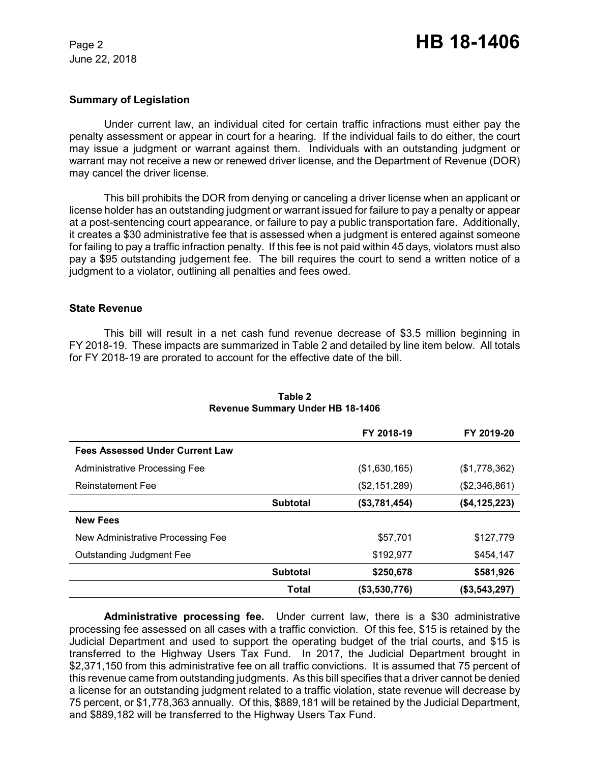## Summary of Legislation

Under current law, an individual cited for certain traffic infractions must either pay the penalty assessment or appear in court for a hearing. If the individual fails to do either, the court may issue a judgment or warrant against them. Individuals with an outstanding judgment or warrant may not receive a new or renewed driver license, and the Department of Revenue (DOR) may cancel the driver license.

This bill prohibits the DOR from denying or canceling a driver license when an applicant or license holder has an outstanding judgment or warrant issued for failure to pay a penalty or appear at a post-sentencing court appearance, or failure to pay a public transportation fare. Additionally, it creates a $30 administrative fee that is assessed when a judgment is entered against someone for failing to pay a traffic infraction penalty. If this fee is not paid within 45 days, violators must also pay a $95 outstanding judgement fee. The bill requires the court to send a written notice of a judgment to a violator, outlining all penalties and fees owed.

## State Revenue

This bill will result in a net cash fund revenue decrease of $3.5 million beginning in FY 2018-19. These impacts are summarized in Table 2 and detailed by line item below. All totals for FY 2018-19 are prorated to account for the effective date of the bill.

**Table 2**
**Revenue Summary Under HB 18-1406**

| | | FY 2018-19 | FY 2019-20 |
|---|---|---|---|
| **Fees Assessed Under Current Law** | | | |
| Administrative Processing Fee | | ($1,630,165) | ($1,778,362) |
| Reinstatement Fee | | ($2,151,289) | ($2,346,861) |
| | **Subtotal** | **($3,781,454)** | **($4,125,223)** |
| **New Fees** | | | |
| New Administrative Processing Fee | | $57,701 | $127,779 |
| Outstanding Judgment Fee | | $192,977 | $454,147 |
| | **Subtotal** | **$250,678** | **$581,926** |
| | **Total** | **($3,530,776)** | **($3,543,297)** |

**Administrative processing fee.** Under current law, there is a $30 administrative processing fee assessed on all cases with a traffic conviction. Of this fee, $15 is retained by the Judicial Department and used to support the operating budget of the trial courts, and $15 is transferred to the Highway Users Tax Fund. In 2017, the Judicial Department brought in $2,371,150 from this administrative fee on all traffic convictions. It is assumed that 75 percent of this revenue came from outstanding judgments. As this bill specifies that a driver cannot be denied a license for an outstanding judgment related to a traffic violation, state revenue will decrease by 75 percent, or $1,778,363 annually. Of this, $889,181 will be retained by the Judicial Department, and $889,182 will be transferred to the Highway Users Tax Fund.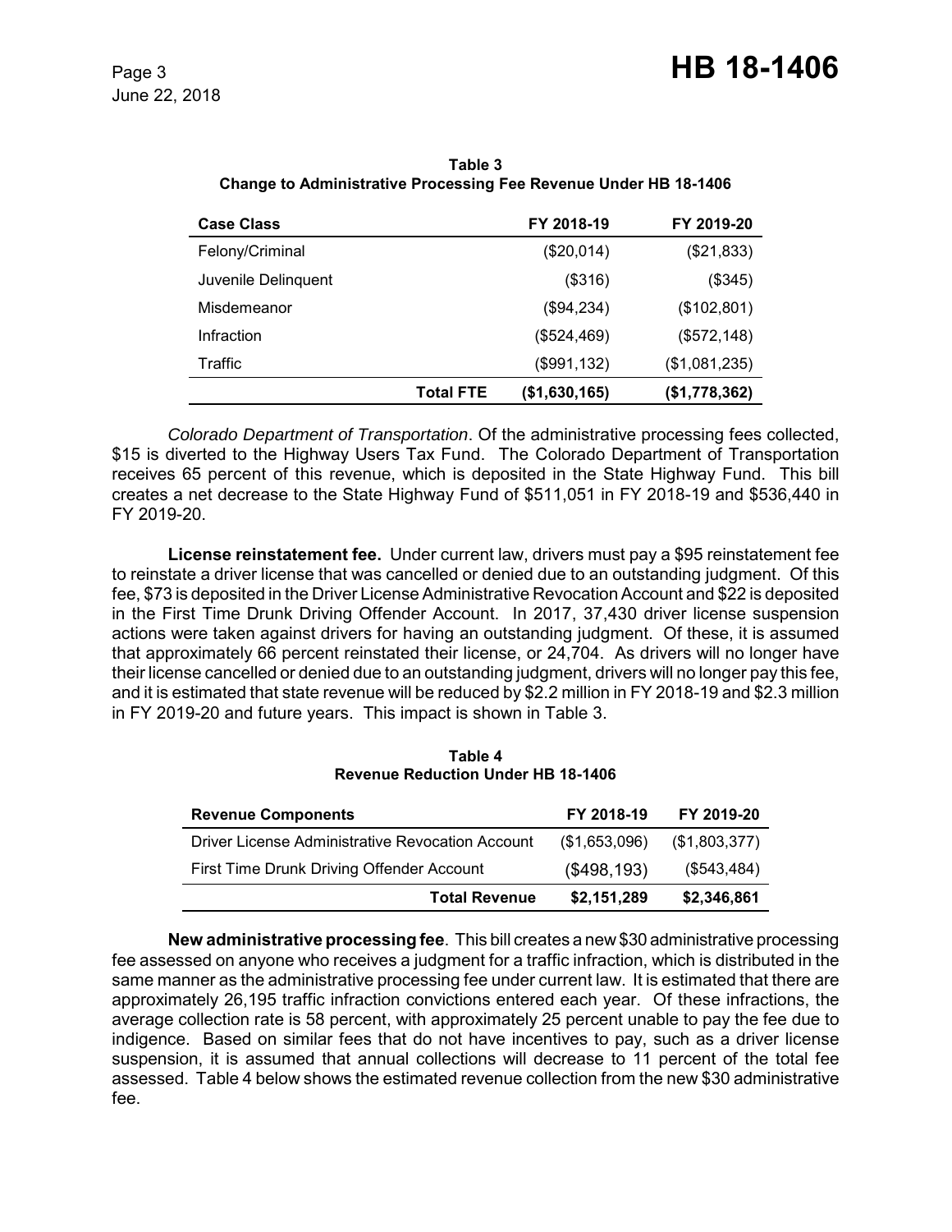**Table 3**
**Change to Administrative Processing Fee Revenue Under HB 18-1406**

| Case Class | | FY 2018-19 | FY 2019-20 |
|---|---|---|---|
| Felony/Criminal | | ($20,014) | ($21,833) |
| Juvenile Delinquent | | ($316) | ($345) |
| Misdemeanor | | ($94,234) | ($102,801) |
| Infraction | | ($524,469) | ($572,148) |
| Traffic | | ($991,132) | ($1,081,235) |
| | **Total FTE** | **($1,630,165)** | **($1,778,362)** |

*Colorado Department of Transportation*. Of the administrative processing fees collected, $15 is diverted to the Highway Users Tax Fund. The Colorado Department of Transportation receives 65 percent of this revenue, which is deposited in the State Highway Fund. This bill creates a net decrease to the State Highway Fund of $511,051 in FY 2018-19 and $536,440 in FY 2019-20.

**License reinstatement fee.** Under current law, drivers must pay a $95 reinstatement fee to reinstate a driver license that was cancelled or denied due to an outstanding judgment. Of this fee, $73 is deposited in the Driver License Administrative Revocation Account and $22 is deposited in the First Time Drunk Driving Offender Account. In 2017, 37,430 driver license suspension actions were taken against drivers for having an outstanding judgment. Of these, it is assumed that approximately 66 percent reinstated their license, or 24,704. As drivers will no longer have their license cancelled or denied due to an outstanding judgment, drivers will no longer pay this fee, and it is estimated that state revenue will be reduced by $2.2 million in FY 2018-19 and $2.3 million in FY 2019-20 and future years. This impact is shown in Table 3.

**Table 4**
**Revenue Reduction Under HB 18-1406**

| Revenue Components | FY 2018-19 | FY 2019-20 |
|---|---|---|
| Driver License Administrative Revocation Account | ($1,653,096) | ($1,803,377) |
| First Time Drunk Driving Offender Account | ($498,193) | ($543,484) |
| **Total Revenue** | **$2,151,289** | **$2,346,861** |

**New administrative processing fee**. This bill creates a new $30 administrative processing fee assessed on anyone who receives a judgment for a traffic infraction, which is distributed in the same manner as the administrative processing fee under current law. It is estimated that there are approximately 26,195 traffic infraction convictions entered each year. Of these infractions, the average collection rate is 58 percent, with approximately 25 percent unable to pay the fee due to indigence. Based on similar fees that do not have incentives to pay, such as a driver license suspension, it is assumed that annual collections will decrease to 11 percent of the total fee assessed. Table 4 below shows the estimated revenue collection from the new $30 administrative fee.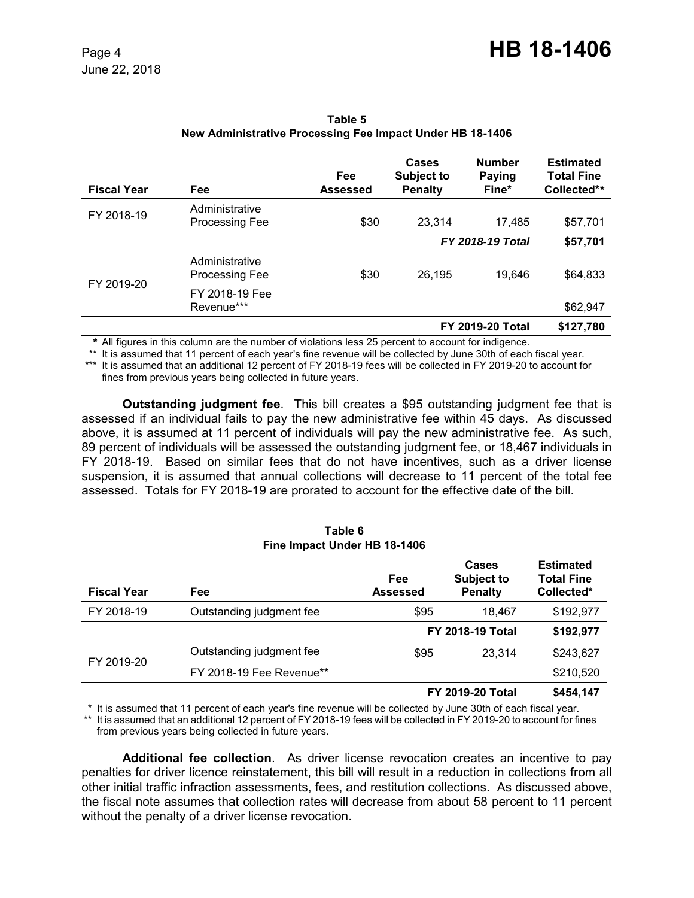**Table 5**
**New Administrative Processing Fee Impact Under HB 18-1406**

| Fiscal Year | Fee | Fee Assessed | Cases Subject to Penalty | Number Paying Fine* | Estimated Total Fine Collected** |
|---|---|---|---|---|---|
| FY 2018-19 | Administrative Processing Fee | $30 | 23,314 | 17,485 | $57,701 |
| | | | | ***FY 2018-19 Total*** | **$57,701** |
| FY 2019-20 | Administrative Processing Fee | $30 | 26,195 | 19,646 | $64,833 |
| | FY 2018-19 Fee Revenue*** | | | | $62,947 |
| | | | | **FY 2019-20 Total** | **$127,780** |

\* All figures in this column are the number of violations less 25 percent to account for indigence.
** It is assumed that 11 percent of each year's fine revenue will be collected by June 30th of each fiscal year.
*** It is assumed that an additional 12 percent of FY 2018-19 fees will be collected in FY 2019-20 to account for fines from previous years being collected in future years.

**Outstanding judgment fee**. This bill creates a $95 outstanding judgment fee that is assessed if an individual fails to pay the new administrative fee within 45 days. As discussed above, it is assumed at 11 percent of individuals will pay the new administrative fee. As such, 89 percent of individuals will be assessed the outstanding judgment fee, or 18,467 individuals in FY 2018-19. Based on similar fees that do not have incentives, such as a driver license suspension, it is assumed that annual collections will decrease to 11 percent of the total fee assessed. Totals for FY 2018-19 are prorated to account for the effective date of the bill.

**Table 6**
**Fine Impact Under HB 18-1406**

| Fiscal Year | Fee | Fee Assessed | Cases Subject to Penalty | Estimated Total Fine Collected* |
|---|---|---|---|---|
| FY 2018-19 | Outstanding judgment fee | $95 | 18,467 | $192,977 |
| | | | **FY 2018-19 Total** | **$192,977** |
| FY 2019-20 | Outstanding judgment fee | $95 | 23,314 | $243,627 |
| | FY 2018-19 Fee Revenue** | | | $210,520 |
| | | | **FY 2019-20 Total** | **$454,147** |

\* It is assumed that 11 percent of each year's fine revenue will be collected by June 30th of each fiscal year.
** It is assumed that an additional 12 percent of FY 2018-19 fees will be collected in FY 2019-20 to account for fines from previous years being collected in future years.

**Additional fee collection**. As driver license revocation creates an incentive to pay penalties for driver licence reinstatement, this bill will result in a reduction in collections from all other initial traffic infraction assessments, fees, and restitution collections. As discussed above, the fiscal note assumes that collection rates will decrease from about 58 percent to 11 percent without the penalty of a driver license revocation.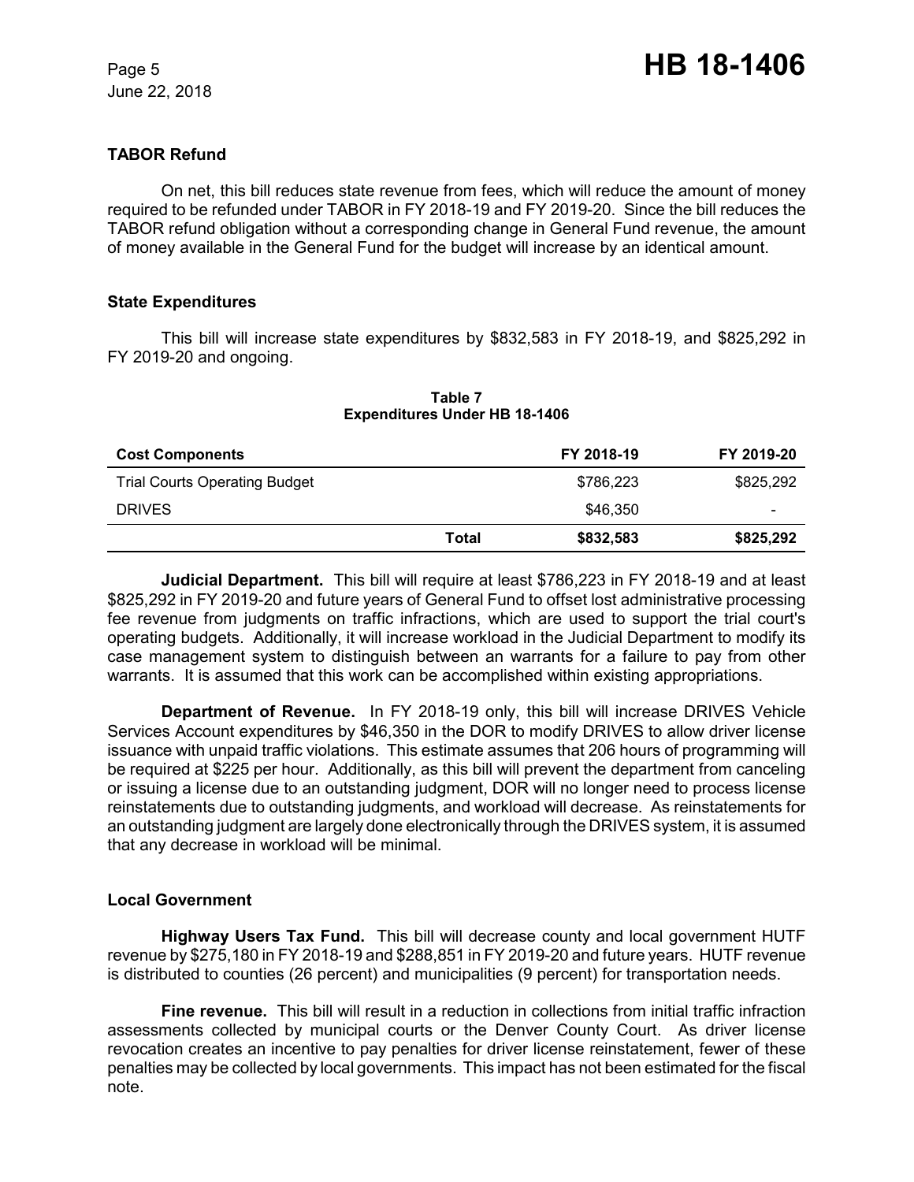### TABOR Refund

On net, this bill reduces state revenue from fees, which will reduce the amount of money required to be refunded under TABOR in FY 2018-19 and FY 2019-20. Since the bill reduces the TABOR refund obligation without a corresponding change in General Fund revenue, the amount of money available in the General Fund for the budget will increase by an identical amount.

### State Expenditures

This bill will increase state expenditures by $832,583 in FY 2018-19, and $825,292 in FY 2019-20 and ongoing.

**Table 7**
**Expenditures Under HB 18-1406**

| Cost Components | | FY 2018-19 | FY 2019-20 |
|---|---|---|---|
| Trial Courts Operating Budget | | $786,223 | $825,292 |
| DRIVES | | $46,350 | - |
| | **Total** | **$832,583** | **$825,292** |

**Judicial Department.** This bill will require at least $786,223 in FY 2018-19 and at least $825,292 in FY 2019-20 and future years of General Fund to offset lost administrative processing fee revenue from judgments on traffic infractions, which are used to support the trial court's operating budgets. Additionally, it will increase workload in the Judicial Department to modify its case management system to distinguish between an warrants for a failure to pay from other warrants. It is assumed that this work can be accomplished within existing appropriations.

**Department of Revenue.** In FY 2018-19 only, this bill will increase DRIVES Vehicle Services Account expenditures by $46,350 in the DOR to modify DRIVES to allow driver license issuance with unpaid traffic violations. This estimate assumes that 206 hours of programming will be required at $225 per hour. Additionally, as this bill will prevent the department from canceling or issuing a license due to an outstanding judgment, DOR will no longer need to process license reinstatements due to outstanding judgments, and workload will decrease. As reinstatements for an outstanding judgment are largely done electronically through the DRIVES system, it is assumed that any decrease in workload will be minimal.

### Local Government

**Highway Users Tax Fund.** This bill will decrease county and local government HUTF revenue by $275,180 in FY 2018-19 and $288,851 in FY 2019-20 and future years. HUTF revenue is distributed to counties (26 percent) and municipalities (9 percent) for transportation needs.

**Fine revenue.** This bill will result in a reduction in collections from initial traffic infraction assessments collected by municipal courts or the Denver County Court. As driver license revocation creates an incentive to pay penalties for driver license reinstatement, fewer of these penalties may be collected by local governments. This impact has not been estimated for the fiscal note.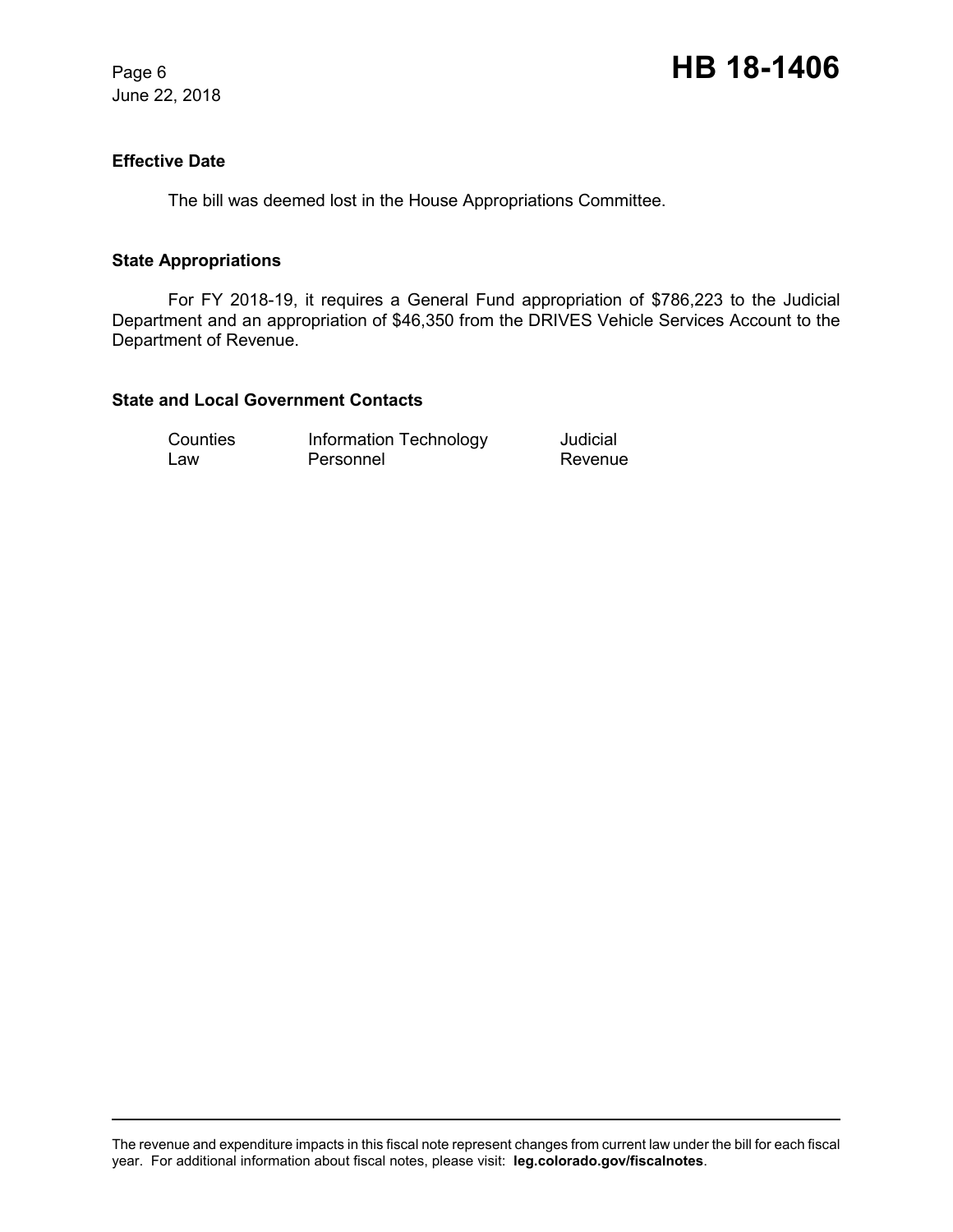### Effective Date

The bill was deemed lost in the House Appropriations Committee.

### State Appropriations

For FY 2018-19, it requires a General Fund appropriation of $786,223 to the Judicial Department and an appropriation of $46,350 from the DRIVES Vehicle Services Account to the Department of Revenue.

### State and Local Government Contacts

| | | |
|---|---|---|
| Counties | Information Technology | Judicial |
| Law | Personnel | Revenue |

The revenue and expenditure impacts in this fiscal note represent changes from current law under the bill for each fiscal year. For additional information about fiscal notes, please visit: **leg.colorado.gov/fiscalnotes**.